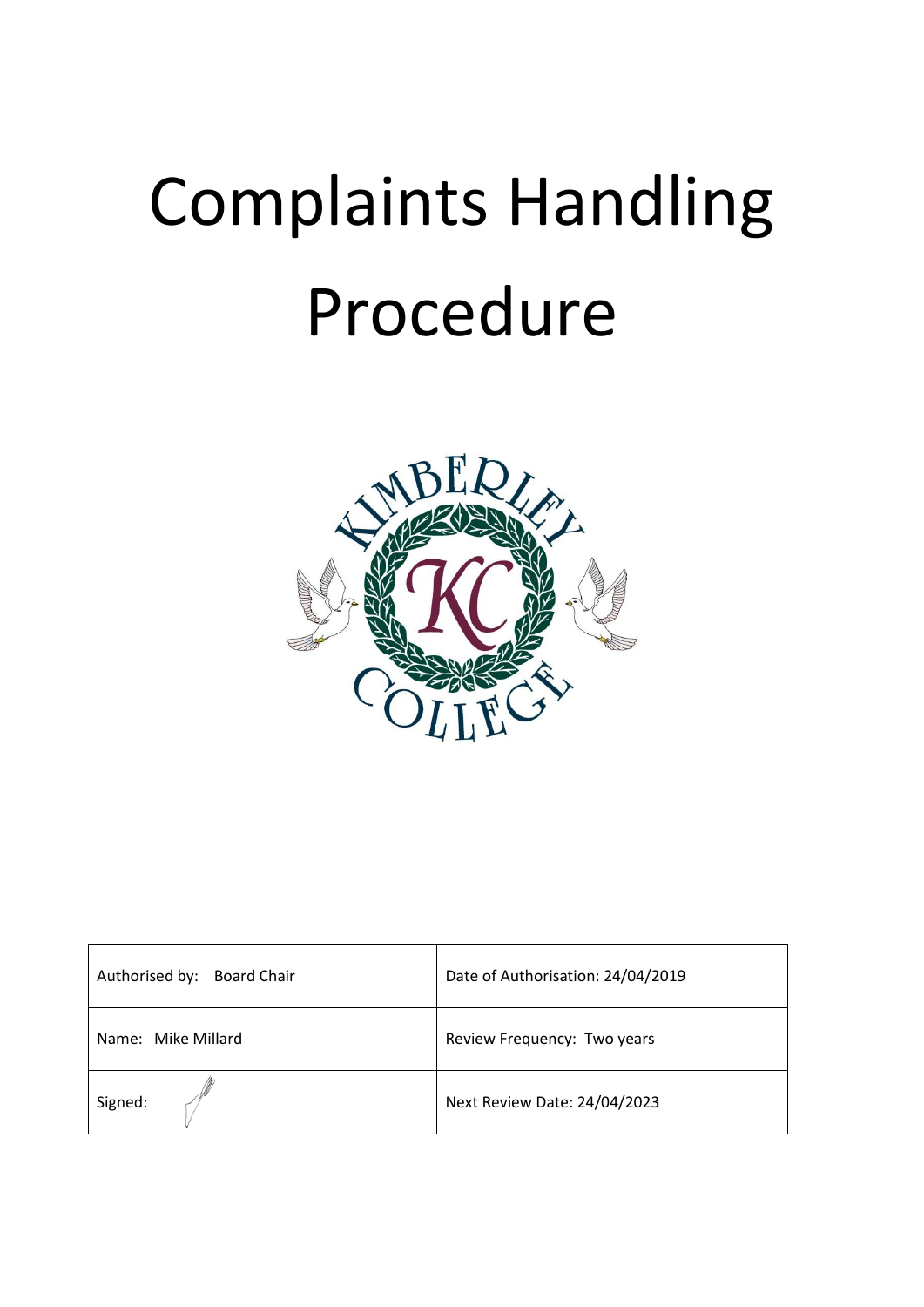# Complaints Handling Procedure

| Authorised by: Board Chair | Date of Authorisation: 24/04/2019 |
| --- | --- |
| Name: Mike Millard | Review Frequency: Two years |
| Signed: | Next Review Date: 24/04/2023 |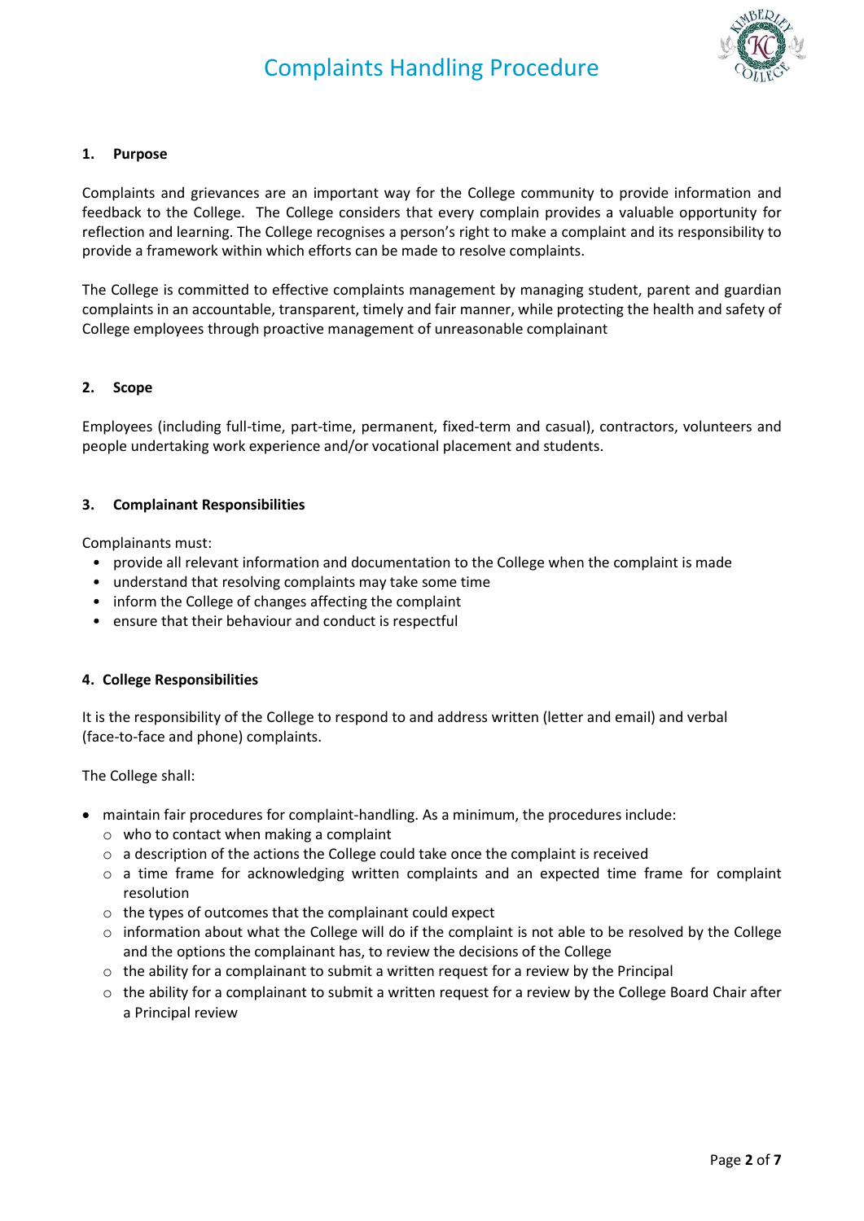# Complaints Handling Procedure

## 1. Purpose

Complaints and grievances are an important way for the College community to provide information and feedback to the College. The College considers that every complain provides a valuable opportunity for reflection and learning. The College recognises a person's right to make a complaint and its responsibility to provide a framework within which efforts can be made to resolve complaints.

The College is committed to effective complaints management by managing student, parent and guardian complaints in an accountable, transparent, timely and fair manner, while protecting the health and safety of College employees through proactive management of unreasonable complainant

## 2. Scope

Employees (including full-time, part-time, permanent, fixed-term and casual), contractors, volunteers and people undertaking work experience and/or vocational placement and students.

## 3. Complainant Responsibilities

Complainants must:

- provide all relevant information and documentation to the College when the complaint is made
- understand that resolving complaints may take some time
- inform the College of changes affecting the complaint
- ensure that their behaviour and conduct is respectful

## 4. College Responsibilities

It is the responsibility of the College to respond to and address written (letter and email) and verbal (face-to-face and phone) complaints.

The College shall:

- maintain fair procedures for complaint-handling. As a minimum, the procedures include:
  - who to contact when making a complaint
  - a description of the actions the College could take once the complaint is received
  - a time frame for acknowledging written complaints and an expected time frame for complaint resolution
  - the types of outcomes that the complainant could expect
  - information about what the College will do if the complaint is not able to be resolved by the College and the options the complainant has, to review the decisions of the College
  - the ability for a complainant to submit a written request for a review by the Principal
  - the ability for a complainant to submit a written request for a review by the College Board Chair after a Principal review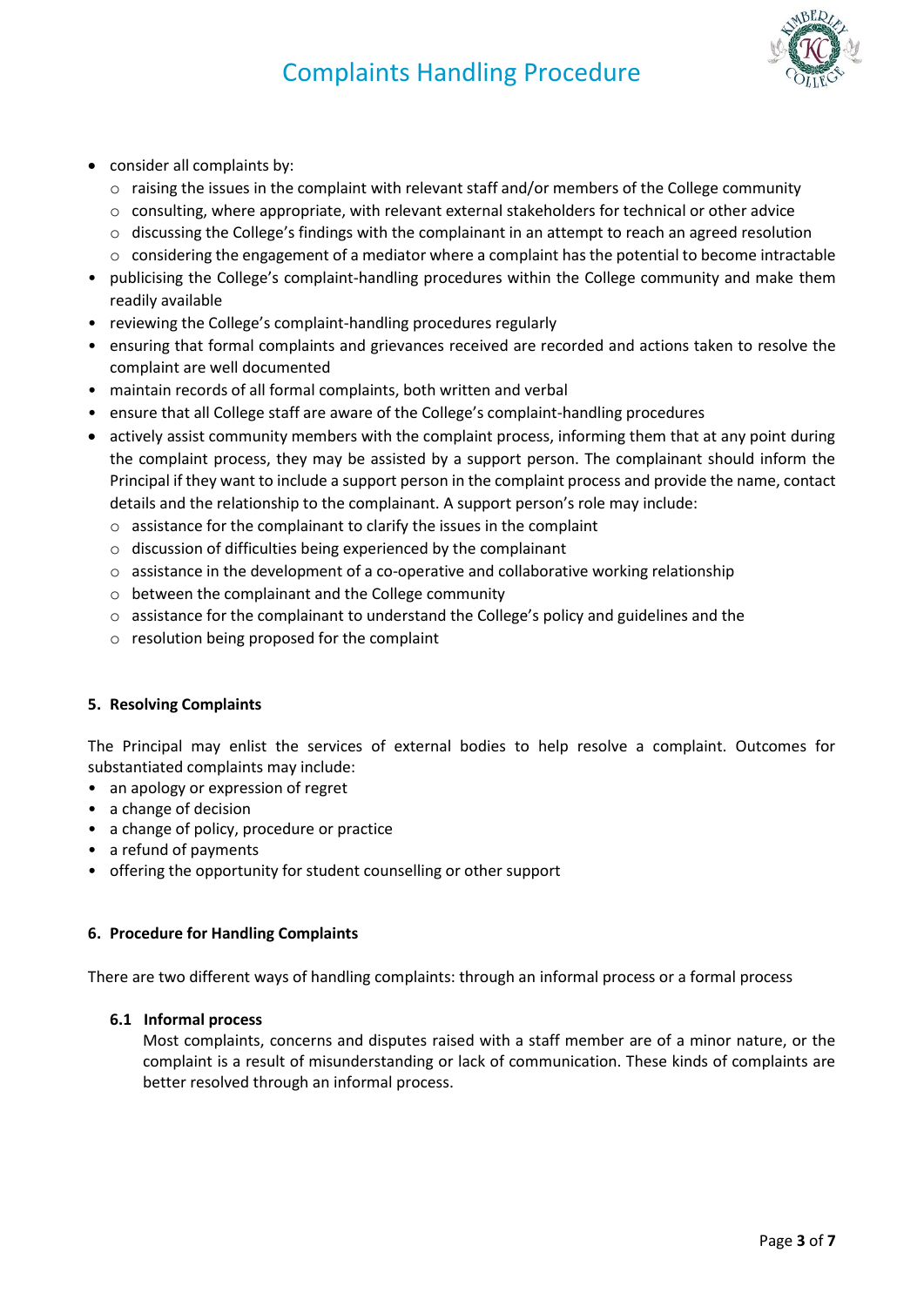- consider all complaints by:
  - raising the issues in the complaint with relevant staff and/or members of the College community
  - consulting, where appropriate, with relevant external stakeholders for technical or other advice
  - discussing the College's findings with the complainant in an attempt to reach an agreed resolution
  - considering the engagement of a mediator where a complaint has the potential to become intractable
- publicising the College's complaint-handling procedures within the College community and make them readily available
- reviewing the College's complaint-handling procedures regularly
- ensuring that formal complaints and grievances received are recorded and actions taken to resolve the complaint are well documented
- maintain records of all formal complaints, both written and verbal
- ensure that all College staff are aware of the College's complaint-handling procedures
- actively assist community members with the complaint process, informing them that at any point during the complaint process, they may be assisted by a support person. The complainant should inform the Principal if they want to include a support person in the complaint process and provide the name, contact details and the relationship to the complainant. A support person's role may include:
  - assistance for the complainant to clarify the issues in the complaint
  - discussion of difficulties being experienced by the complainant
  - assistance in the development of a co-operative and collaborative working relationship
  - between the complainant and the College community
  - assistance for the complainant to understand the College's policy and guidelines and the
  - resolution being proposed for the complaint

## 5. Resolving Complaints

The Principal may enlist the services of external bodies to help resolve a complaint. Outcomes for substantiated complaints may include:

- an apology or expression of regret
- a change of decision
- a change of policy, procedure or practice
- a refund of payments
- offering the opportunity for student counselling or other support

## 6. Procedure for Handling Complaints

There are two different ways of handling complaints: through an informal process or a formal process

### 6.1 Informal process

Most complaints, concerns and disputes raised with a staff member are of a minor nature, or the complaint is a result of misunderstanding or lack of communication. These kinds of complaints are better resolved through an informal process.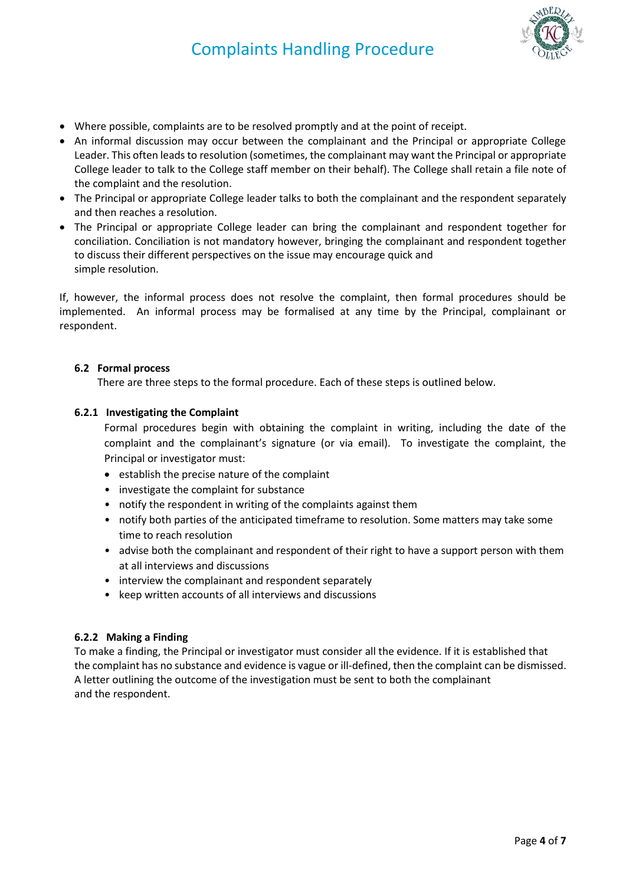- Where possible, complaints are to be resolved promptly and at the point of receipt.
- An informal discussion may occur between the complainant and the Principal or appropriate College Leader. This often leads to resolution (sometimes, the complainant may want the Principal or appropriate College leader to talk to the College staff member on their behalf). The College shall retain a file note of the complaint and the resolution.
- The Principal or appropriate College leader talks to both the complainant and the respondent separately and then reaches a resolution.
- The Principal or appropriate College leader can bring the complainant and respondent together for conciliation. Conciliation is not mandatory however, bringing the complainant and respondent together to discuss their different perspectives on the issue may encourage quick and simple resolution.

If, however, the informal process does not resolve the complaint, then formal procedures should be implemented. An informal process may be formalised at any time by the Principal, complainant or respondent.

### 6.2 Formal process

There are three steps to the formal procedure. Each of these steps is outlined below.

#### 6.2.1 Investigating the Complaint

Formal procedures begin with obtaining the complaint in writing, including the date of the complaint and the complainant's signature (or via email). To investigate the complaint, the Principal or investigator must:

- establish the precise nature of the complaint
- investigate the complaint for substance
- notify the respondent in writing of the complaints against them
- notify both parties of the anticipated timeframe to resolution. Some matters may take some time to reach resolution
- advise both the complainant and respondent of their right to have a support person with them at all interviews and discussions
- interview the complainant and respondent separately
- keep written accounts of all interviews and discussions

#### 6.2.2 Making a Finding

To make a finding, the Principal or investigator must consider all the evidence. If it is established that the complaint has no substance and evidence is vague or ill-defined, then the complaint can be dismissed. A letter outlining the outcome of the investigation must be sent to both the complainant and the respondent.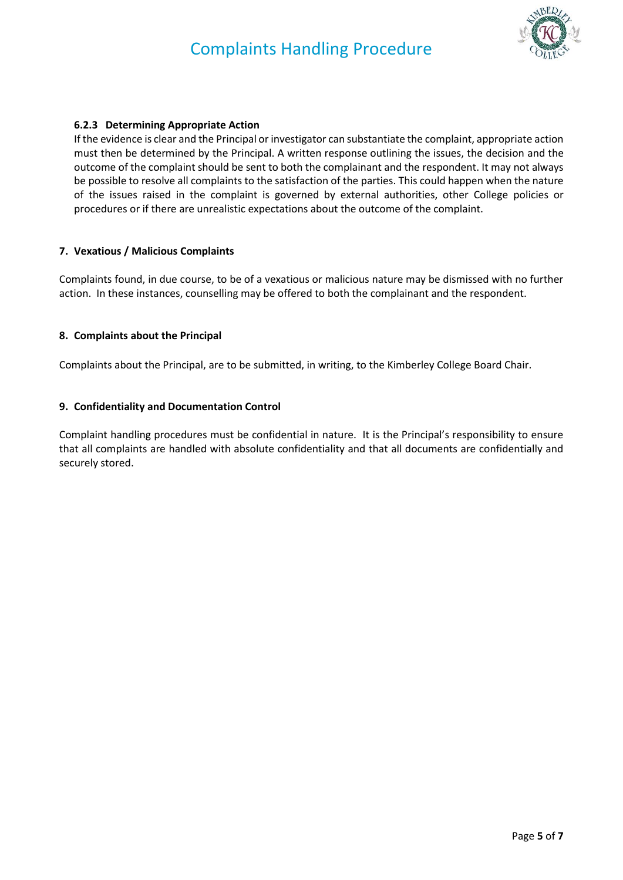#### 6.2.3 Determining Appropriate Action

If the evidence is clear and the Principal or investigator can substantiate the complaint, appropriate action must then be determined by the Principal. A written response outlining the issues, the decision and the outcome of the complaint should be sent to both the complainant and the respondent. It may not always be possible to resolve all complaints to the satisfaction of the parties. This could happen when the nature of the issues raised in the complaint is governed by external authorities, other College policies or procedures or if there are unrealistic expectations about the outcome of the complaint.

## 7. Vexatious / Malicious Complaints

Complaints found, in due course, to be of a vexatious or malicious nature may be dismissed with no further action. In these instances, counselling may be offered to both the complainant and the respondent.

## 8. Complaints about the Principal

Complaints about the Principal, are to be submitted, in writing, to the Kimberley College Board Chair.

## 9. Confidentiality and Documentation Control

Complaint handling procedures must be confidential in nature. It is the Principal's responsibility to ensure that all complaints are handled with absolute confidentiality and that all documents are confidentially and securely stored.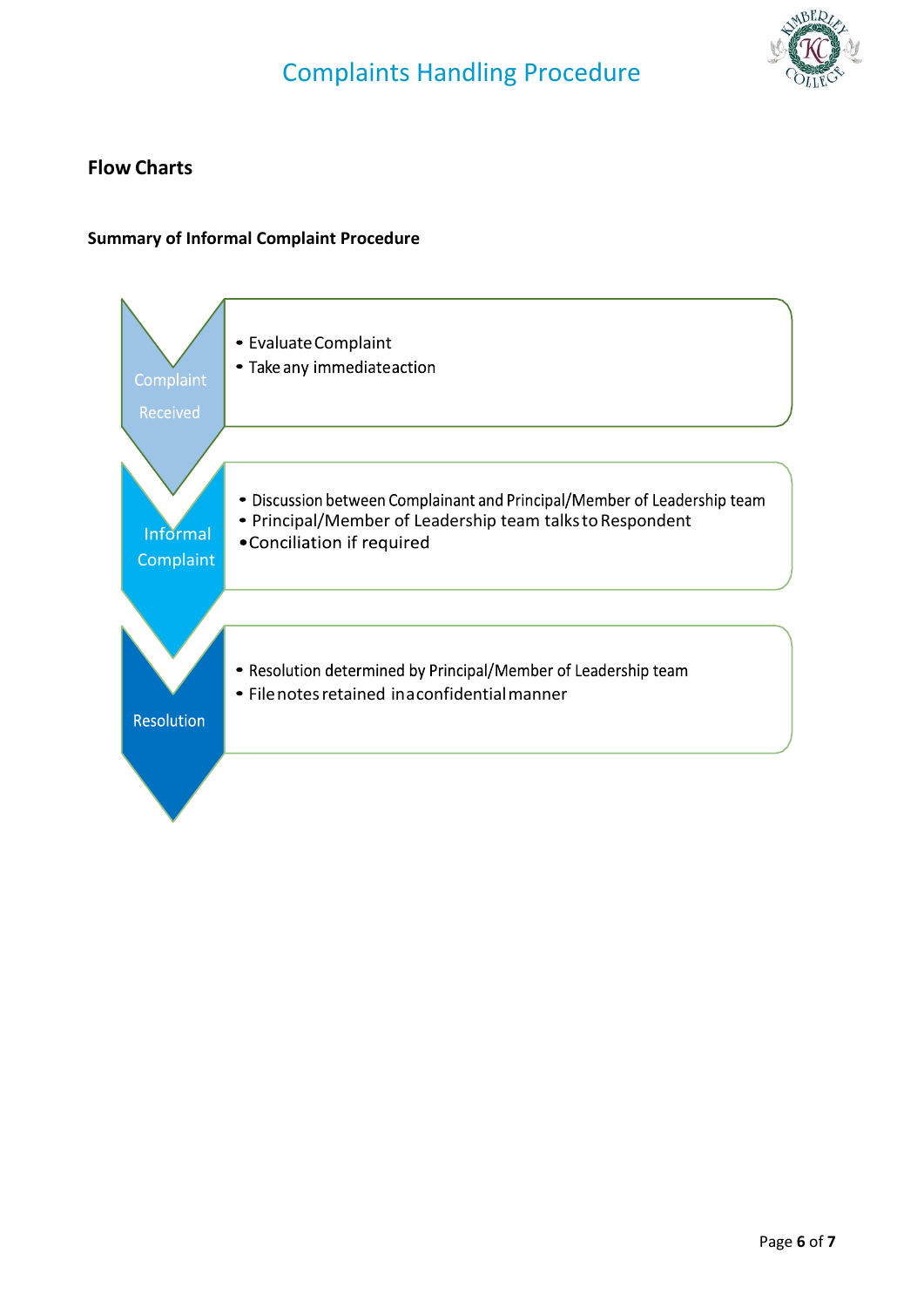## Flow Charts

### Summary of Informal Complaint Procedure

**Complaint Received**

- Evaluate Complaint
- Take any immediate action

**Informal Complaint**

- Discussion between Complainant and Principal/Member of Leadership team
- Principal/Member of Leadership team talks to Respondent
- Conciliation if required

**Resolution**

- Resolution determined by Principal/Member of Leadership team
- File notes retained in a confidential manner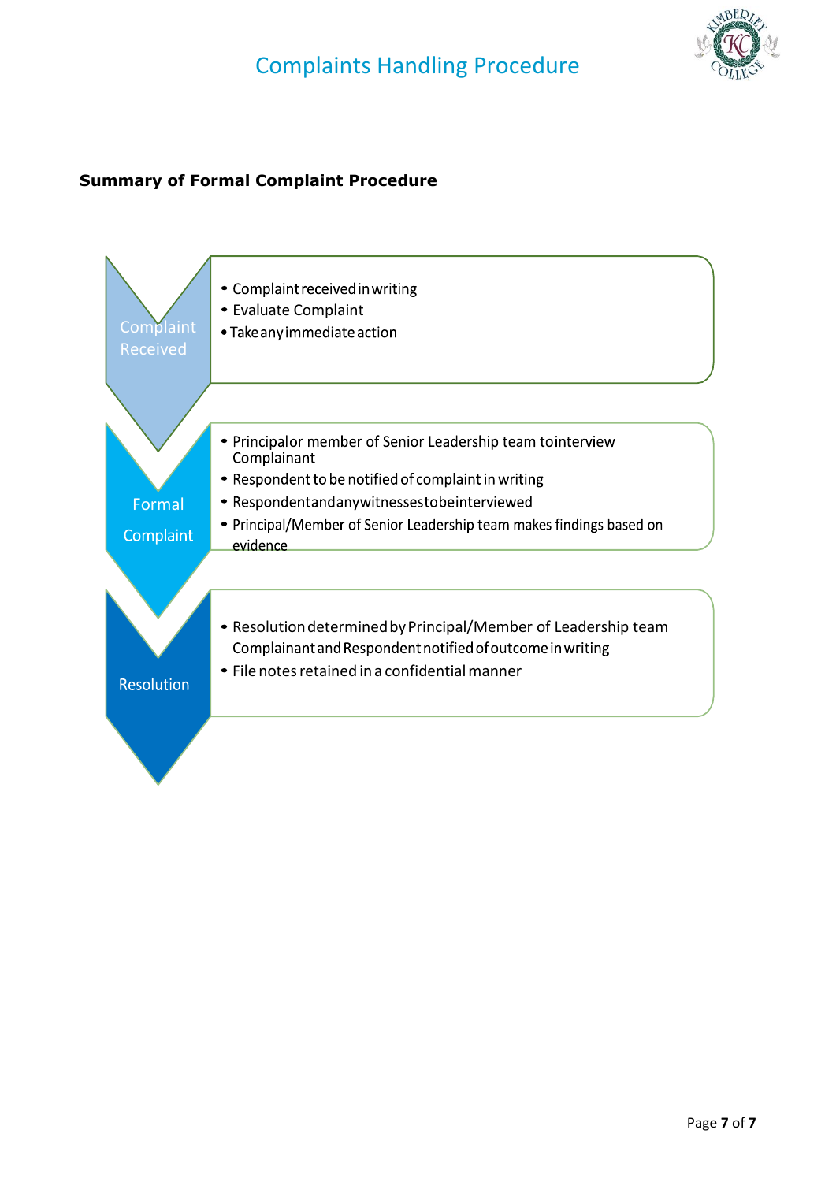**Summary of Formal Complaint Procedure**

**Complaint Received**

- Complaint received in writing
- Evaluate Complaint
- Take any immediate action

**Formal Complaint**

- Principal or member of Senior Leadership team to interview Complainant
- Respondent to be notified of complaint in writing
- Respondent and any witnesses to be interviewed
- Principal/Member of Senior Leadership team makes findings based on evidence

**Resolution**

- Resolution determined by Principal/Member of Leadership team Complainant and Respondent notified of outcome in writing
- File notes retained in a confidential manner